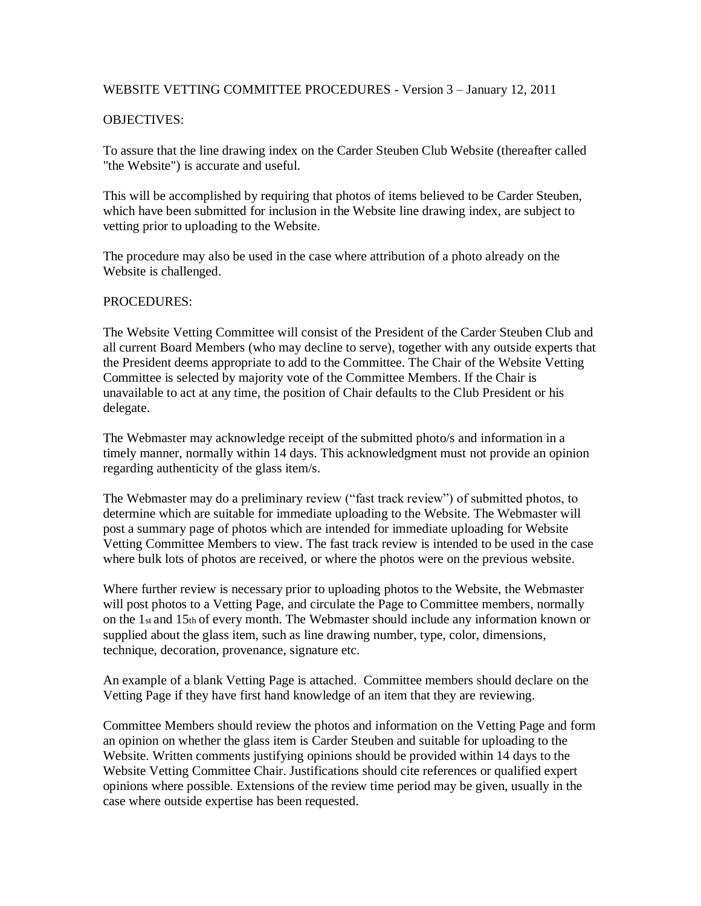# WEBSITE VETTING COMMITTEE PROCEDURES - Version 3 – January 12, 2011

## OBJECTIVES:

To assure that the line drawing index on the Carder Steuben Club Website (thereafter called "the Website") is accurate and useful.

This will be accomplished by requiring that photos of items believed to be Carder Steuben, which have been submitted for inclusion in the Website line drawing index, are subject to vetting prior to uploading to the Website.

The procedure may also be used in the case where attribution of a photo already on the Website is challenged.

## PROCEDURES:

The Website Vetting Committee will consist of the President of the Carder Steuben Club and all current Board Members (who may decline to serve), together with any outside experts that the President deems appropriate to add to the Committee. The Chair of the Website Vetting Committee is selected by majority vote of the Committee Members. If the Chair is unavailable to act at any time, the position of Chair defaults to the Club President or his delegate.

The Webmaster may acknowledge receipt of the submitted photo/s and information in a timely manner, normally within 14 days. This acknowledgment must not provide an opinion regarding authenticity of the glass item/s.

The Webmaster may do a preliminary review ("fast track review") of submitted photos, to determine which are suitable for immediate uploading to the Website. The Webmaster will post a summary page of photos which are intended for immediate uploading for Website Vetting Committee Members to view. The fast track review is intended to be used in the case where bulk lots of photos are received, or where the photos were on the previous website.

Where further review is necessary prior to uploading photos to the Website, the Webmaster will post photos to a Vetting Page, and circulate the Page to Committee members, normally on the 1st and 15th of every month. The Webmaster should include any information known or supplied about the glass item, such as line drawing number, type, color, dimensions, technique, decoration, provenance, signature etc.

An example of a blank Vetting Page is attached. Committee members should declare on the Vetting Page if they have first hand knowledge of an item that they are reviewing.

Committee Members should review the photos and information on the Vetting Page and form an opinion on whether the glass item is Carder Steuben and suitable for uploading to the Website. Written comments justifying opinions should be provided within 14 days to the Website Vetting Committee Chair. Justifications should cite references or qualified expert opinions where possible. Extensions of the review time period may be given, usually in the case where outside expertise has been requested.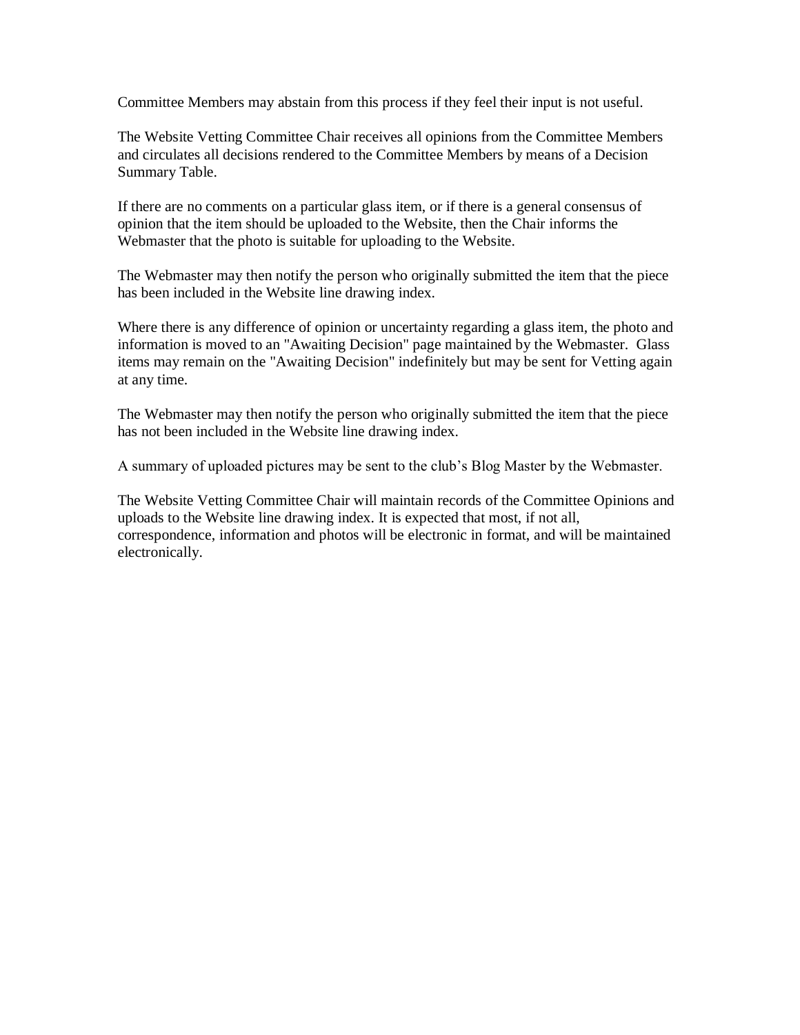Committee Members may abstain from this process if they feel their input is not useful.

The Website Vetting Committee Chair receives all opinions from the Committee Members and circulates all decisions rendered to the Committee Members by means of a Decision Summary Table.

If there are no comments on a particular glass item, or if there is a general consensus of opinion that the item should be uploaded to the Website, then the Chair informs the Webmaster that the photo is suitable for uploading to the Website.

The Webmaster may then notify the person who originally submitted the item that the piece has been included in the Website line drawing index.

Where there is any difference of opinion or uncertainty regarding a glass item, the photo and information is moved to an "Awaiting Decision" page maintained by the Webmaster. Glass items may remain on the "Awaiting Decision" indefinitely but may be sent for Vetting again at any time.

The Webmaster may then notify the person who originally submitted the item that the piece has not been included in the Website line drawing index.

A summary of uploaded pictures may be sent to the club's Blog Master by the Webmaster.

The Website Vetting Committee Chair will maintain records of the Committee Opinions and uploads to the Website line drawing index. It is expected that most, if not all, correspondence, information and photos will be electronic in format, and will be maintained electronically.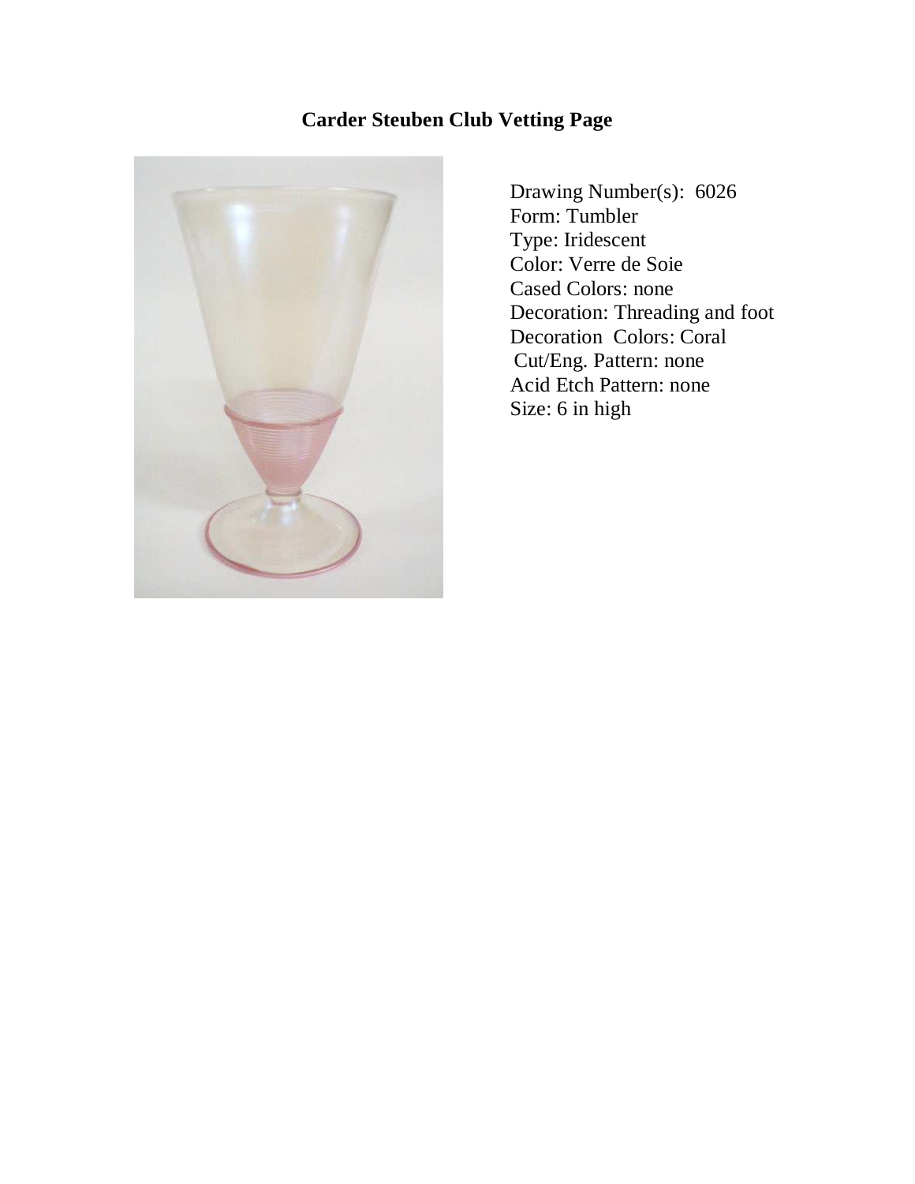# Carder Steuben Club Vetting Page

Drawing Number(s): 6026
Form: Tumbler
Type: Iridescent
Color: Verre de Soie
Cased Colors: none
Decoration: Threading and foot
Decoration Colors: Coral
Cut/Eng. Pattern: none
Acid Etch Pattern: none
Size: 6 in high